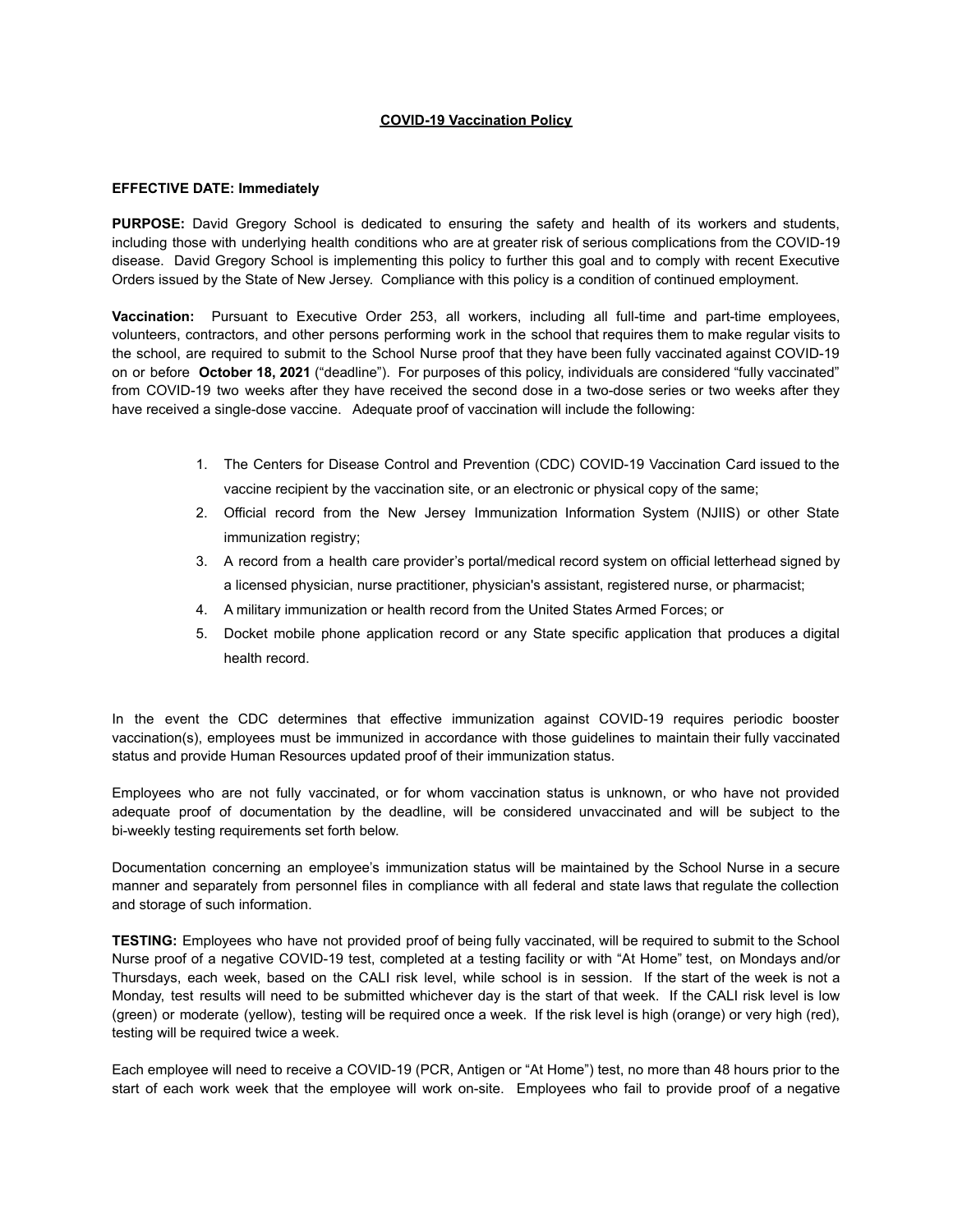# COVID-19 Vaccination Policy

**EFFECTIVE DATE: Immediately**

**PURPOSE:** David Gregory School is dedicated to ensuring the safety and health of its workers and students, including those with underlying health conditions who are at greater risk of serious complications from the COVID-19 disease. David Gregory School is implementing this policy to further this goal and to comply with recent Executive Orders issued by the State of New Jersey. Compliance with this policy is a condition of continued employment.

**Vaccination:** Pursuant to Executive Order 253, all workers, including all full-time and part-time employees, volunteers, contractors, and other persons performing work in the school that requires them to make regular visits to the school, are required to submit to the School Nurse proof that they have been fully vaccinated against COVID-19 on or before **October 18, 2021** ("deadline"). For purposes of this policy, individuals are considered "fully vaccinated" from COVID-19 two weeks after they have received the second dose in a two-dose series or two weeks after they have received a single-dose vaccine. Adequate proof of vaccination will include the following:

1. The Centers for Disease Control and Prevention (CDC) COVID-19 Vaccination Card issued to the vaccine recipient by the vaccination site, or an electronic or physical copy of the same;
2. Official record from the New Jersey Immunization Information System (NJIIS) or other State immunization registry;
3. A record from a health care provider's portal/medical record system on official letterhead signed by a licensed physician, nurse practitioner, physician's assistant, registered nurse, or pharmacist;
4. A military immunization or health record from the United States Armed Forces; or
5. Docket mobile phone application record or any State specific application that produces a digital health record.

In the event the CDC determines that effective immunization against COVID-19 requires periodic booster vaccination(s), employees must be immunized in accordance with those guidelines to maintain their fully vaccinated status and provide Human Resources updated proof of their immunization status.

Employees who are not fully vaccinated, or for whom vaccination status is unknown, or who have not provided adequate proof of documentation by the deadline, will be considered unvaccinated and will be subject to the bi-weekly testing requirements set forth below.

Documentation concerning an employee's immunization status will be maintained by the School Nurse in a secure manner and separately from personnel files in compliance with all federal and state laws that regulate the collection and storage of such information.

**TESTING:** Employees who have not provided proof of being fully vaccinated, will be required to submit to the School Nurse proof of a negative COVID-19 test, completed at a testing facility or with "At Home" test, on Mondays and/or Thursdays, each week, based on the CALI risk level, while school is in session. If the start of the week is not a Monday, test results will need to be submitted whichever day is the start of that week. If the CALI risk level is low (green) or moderate (yellow), testing will be required once a week. If the risk level is high (orange) or very high (red), testing will be required twice a week.

Each employee will need to receive a COVID-19 (PCR, Antigen or "At Home") test, no more than 48 hours prior to the start of each work week that the employee will work on-site. Employees who fail to provide proof of a negative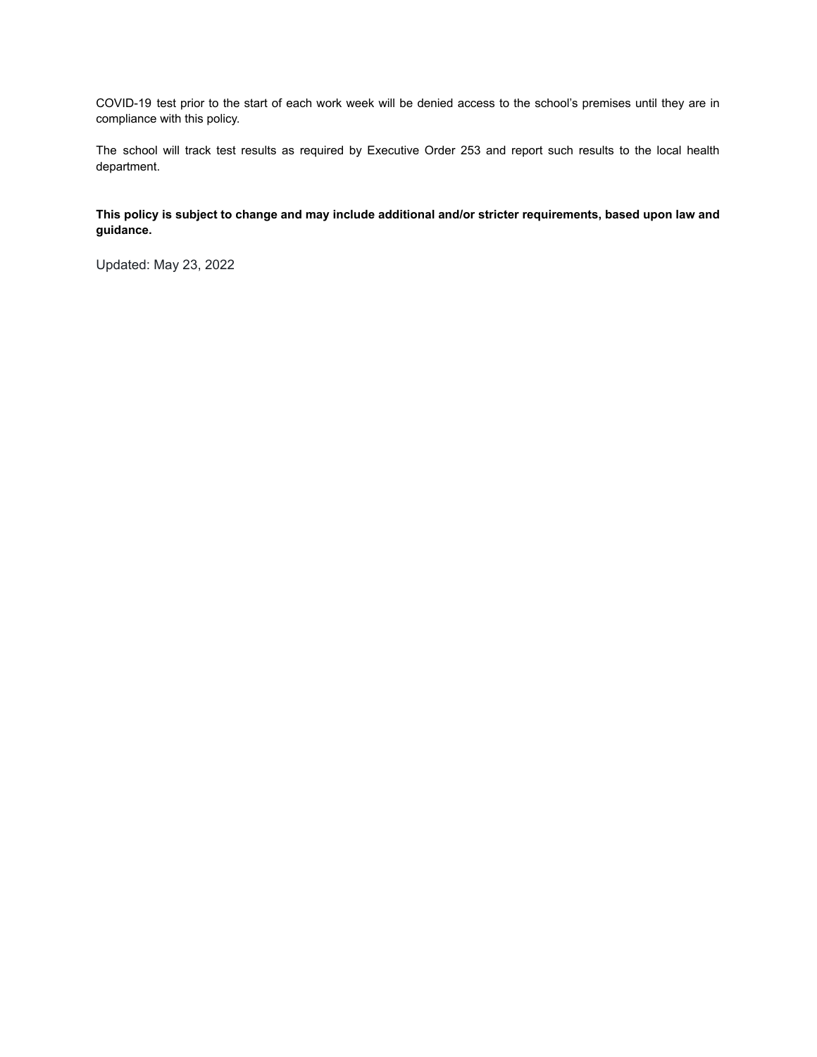COVID-19 test prior to the start of each work week will be denied access to the school's premises until they are in compliance with this policy.

The school will track test results as required by Executive Order 253 and report such results to the local health department.

**This policy is subject to change and may include additional and/or stricter requirements, based upon law and guidance.**

Updated: May 23, 2022